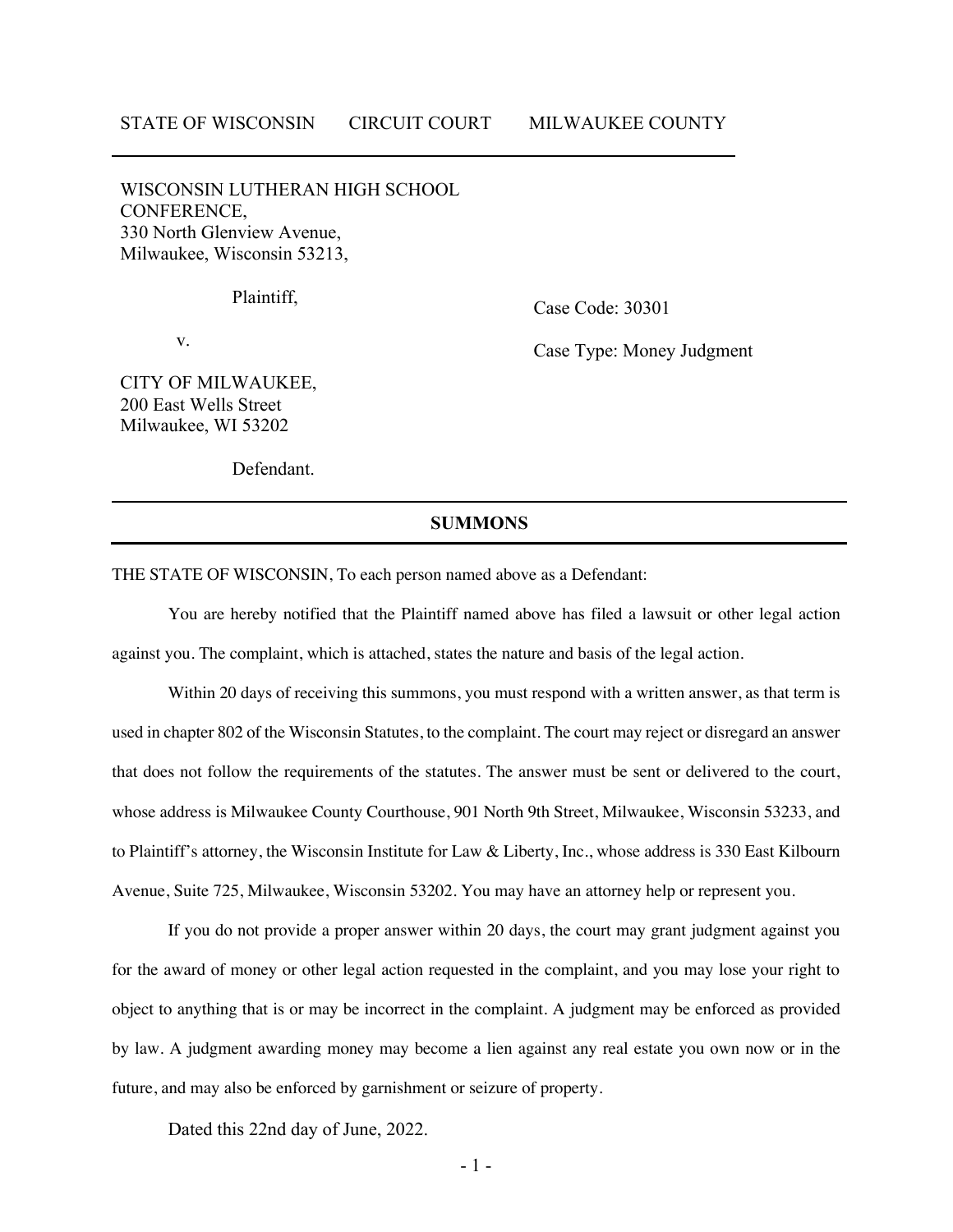STATE OF WISCONSIN CIRCUIT COURT MILWAUKEE COUNTY

WISCONSIN LUTHERAN HIGH SCHOOL CONFERENCE,
330 North Glenview Avenue,
Milwaukee, Wisconsin 53213,

Plaintiff,

v.

CITY OF MILWAUKEE,
200 East Wells Street
Milwaukee, WI 53202

Defendant.

Case Code: 30301

Case Type: Money Judgment

## SUMMONS

THE STATE OF WISCONSIN, To each person named above as a Defendant:

You are hereby notified that the Plaintiff named above has filed a lawsuit or other legal action against you. The complaint, which is attached, states the nature and basis of the legal action.

Within 20 days of receiving this summons, you must respond with a written answer, as that term is used in chapter 802 of the Wisconsin Statutes, to the complaint. The court may reject or disregard an answer that does not follow the requirements of the statutes. The answer must be sent or delivered to the court, whose address is Milwaukee County Courthouse, 901 North 9th Street, Milwaukee, Wisconsin 53233, and to Plaintiff's attorney, the Wisconsin Institute for Law & Liberty, Inc., whose address is 330 East Kilbourn Avenue, Suite 725, Milwaukee, Wisconsin 53202. You may have an attorney help or represent you.

If you do not provide a proper answer within 20 days, the court may grant judgment against you for the award of money or other legal action requested in the complaint, and you may lose your right to object to anything that is or may be incorrect in the complaint. A judgment may be enforced as provided by law. A judgment awarding money may become a lien against any real estate you own now or in the future, and may also be enforced by garnishment or seizure of property.

Dated this 22nd day of June, 2022.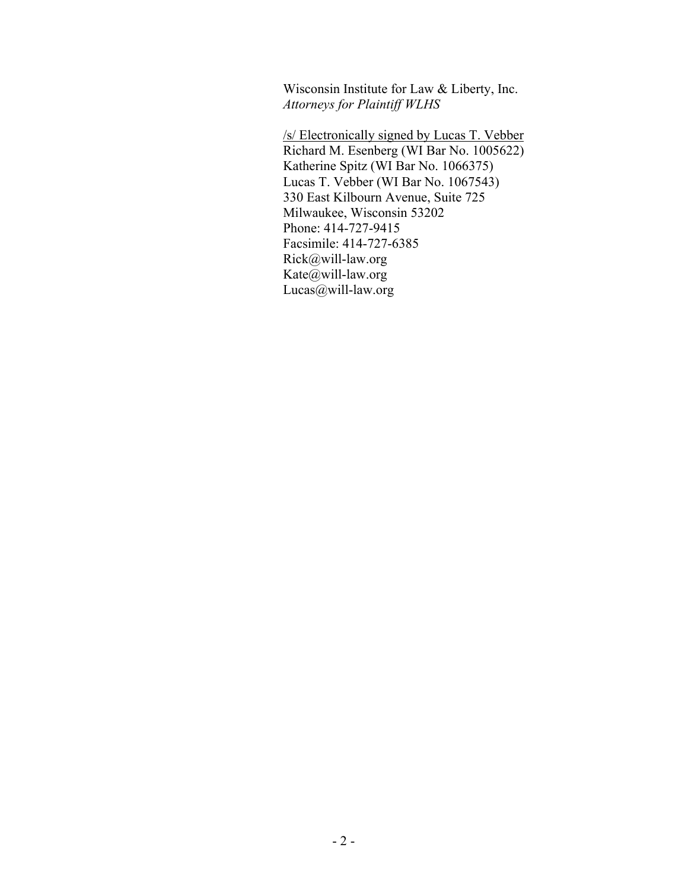Wisconsin Institute for Law & Liberty, Inc.
*Attorneys for Plaintiff WLHS*

/s/ Electronically signed by Lucas T. Vebber
Richard M. Esenberg (WI Bar No. 1005622)
Katherine Spitz (WI Bar No. 1066375)
Lucas T. Vebber (WI Bar No. 1067543)
330 East Kilbourn Avenue, Suite 725
Milwaukee, Wisconsin 53202
Phone: 414-727-9415
Facsimile: 414-727-6385
Rick@will-law.org
Kate@will-law.org
Lucas@will-law.org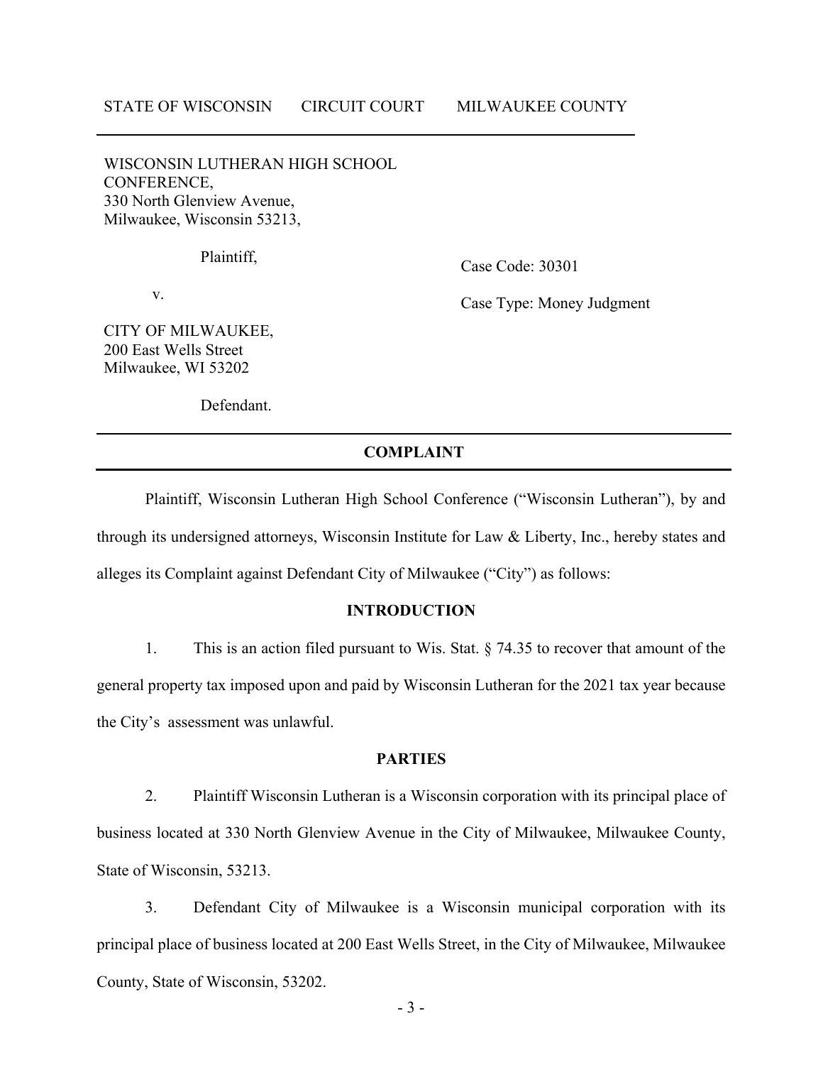STATE OF WISCONSIN CIRCUIT COURT MILWAUKEE COUNTY

---

WISCONSIN LUTHERAN HIGH SCHOOL CONFERENCE,
330 North Glenview Avenue,
Milwaukee, Wisconsin 53213,

Plaintiff,

v.

CITY OF MILWAUKEE,
200 East Wells Street
Milwaukee, WI 53202

Defendant.

Case Code: 30301

Case Type: Money Judgment

---

**COMPLAINT**

---

Plaintiff, Wisconsin Lutheran High School Conference ("Wisconsin Lutheran"), by and through its undersigned attorneys, Wisconsin Institute for Law & Liberty, Inc., hereby states and alleges its Complaint against Defendant City of Milwaukee ("City") as follows:

**INTRODUCTION**

1. This is an action filed pursuant to Wis. Stat. § 74.35 to recover that amount of the general property tax imposed upon and paid by Wisconsin Lutheran for the 2021 tax year because the City's assessment was unlawful.

**PARTIES**

2. Plaintiff Wisconsin Lutheran is a Wisconsin corporation with its principal place of business located at 330 North Glenview Avenue in the City of Milwaukee, Milwaukee County, State of Wisconsin, 53213.

3. Defendant City of Milwaukee is a Wisconsin municipal corporation with its principal place of business located at 200 East Wells Street, in the City of Milwaukee, Milwaukee County, State of Wisconsin, 53202.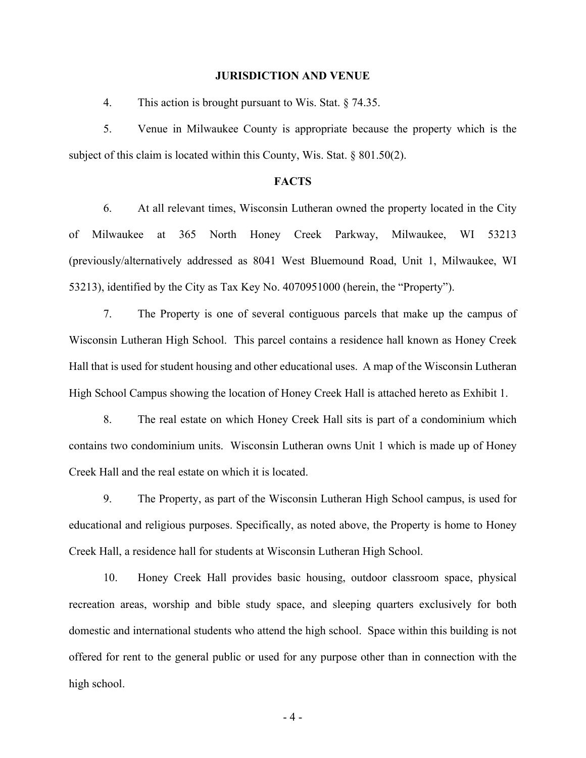## JURISDICTION AND VENUE

4. This action is brought pursuant to Wis. Stat. § 74.35.

5. Venue in Milwaukee County is appropriate because the property which is the subject of this claim is located within this County, Wis. Stat. § 801.50(2).

## FACTS

6. At all relevant times, Wisconsin Lutheran owned the property located in the City of Milwaukee at 365 North Honey Creek Parkway, Milwaukee, WI 53213 (previously/alternatively addressed as 8041 West Bluemound Road, Unit 1, Milwaukee, WI 53213), identified by the City as Tax Key No. 4070951000 (herein, the "Property").

7. The Property is one of several contiguous parcels that make up the campus of Wisconsin Lutheran High School. This parcel contains a residence hall known as Honey Creek Hall that is used for student housing and other educational uses. A map of the Wisconsin Lutheran High School Campus showing the location of Honey Creek Hall is attached hereto as Exhibit 1.

8. The real estate on which Honey Creek Hall sits is part of a condominium which contains two condominium units. Wisconsin Lutheran owns Unit 1 which is made up of Honey Creek Hall and the real estate on which it is located.

9. The Property, as part of the Wisconsin Lutheran High School campus, is used for educational and religious purposes. Specifically, as noted above, the Property is home to Honey Creek Hall, a residence hall for students at Wisconsin Lutheran High School.

10. Honey Creek Hall provides basic housing, outdoor classroom space, physical recreation areas, worship and bible study space, and sleeping quarters exclusively for both domestic and international students who attend the high school. Space within this building is not offered for rent to the general public or used for any purpose other than in connection with the high school.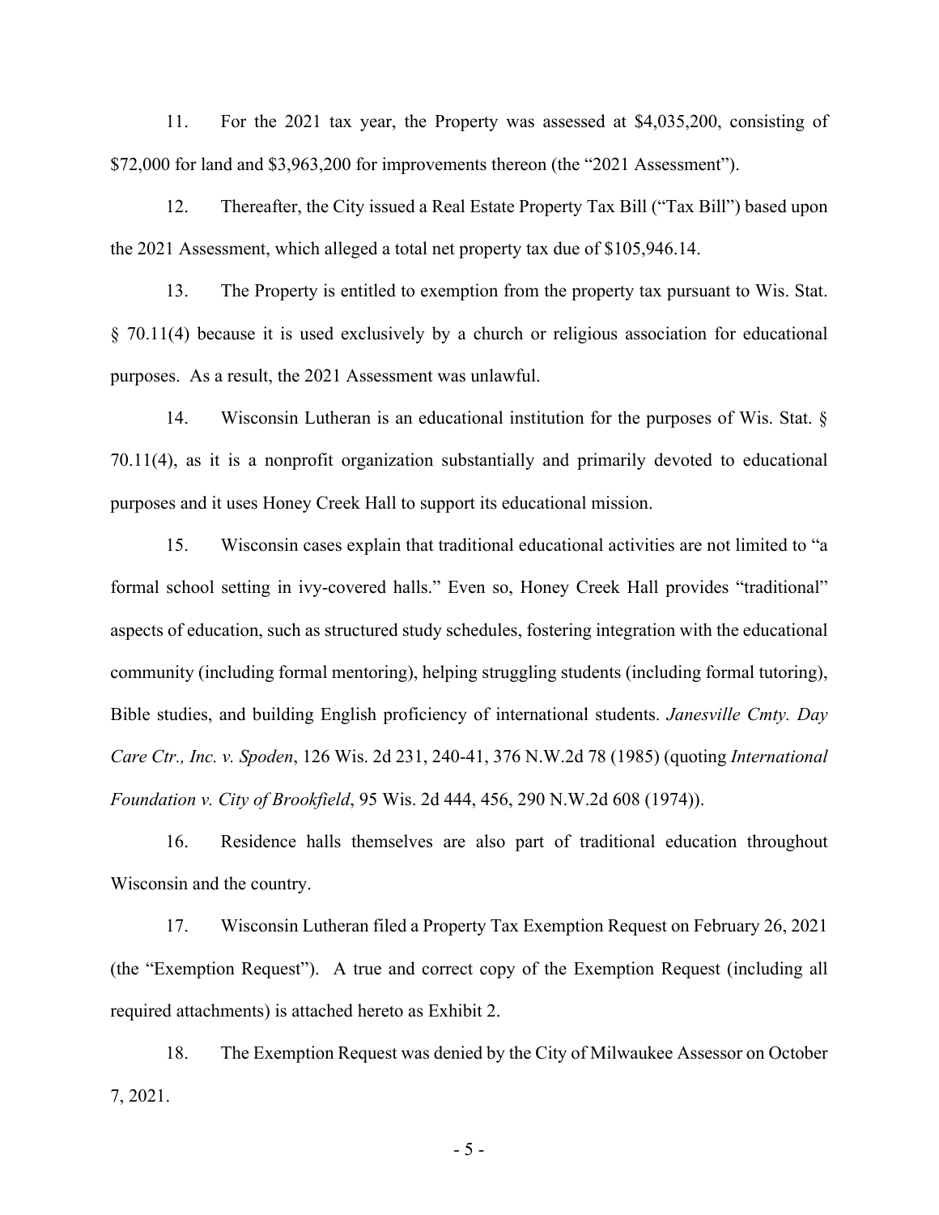11. For the 2021 tax year, the Property was assessed at $4,035,200, consisting of $72,000 for land and $3,963,200 for improvements thereon (the "2021 Assessment").

12. Thereafter, the City issued a Real Estate Property Tax Bill ("Tax Bill") based upon the 2021 Assessment, which alleged a total net property tax due of $105,946.14.

13. The Property is entitled to exemption from the property tax pursuant to Wis. Stat. § 70.11(4) because it is used exclusively by a church or religious association for educational purposes. As a result, the 2021 Assessment was unlawful.

14. Wisconsin Lutheran is an educational institution for the purposes of Wis. Stat. § 70.11(4), as it is a nonprofit organization substantially and primarily devoted to educational purposes and it uses Honey Creek Hall to support its educational mission.

15. Wisconsin cases explain that traditional educational activities are not limited to "a formal school setting in ivy-covered halls." Even so, Honey Creek Hall provides "traditional" aspects of education, such as structured study schedules, fostering integration with the educational community (including formal mentoring), helping struggling students (including formal tutoring), Bible studies, and building English proficiency of international students. *Janesville Cmty. Day Care Ctr., Inc. v. Spoden*, 126 Wis. 2d 231, 240-41, 376 N.W.2d 78 (1985) (quoting *International Foundation v. City of Brookfield*, 95 Wis. 2d 444, 456, 290 N.W.2d 608 (1974)).

16. Residence halls themselves are also part of traditional education throughout Wisconsin and the country.

17. Wisconsin Lutheran filed a Property Tax Exemption Request on February 26, 2021 (the "Exemption Request"). A true and correct copy of the Exemption Request (including all required attachments) is attached hereto as Exhibit 2.

18. The Exemption Request was denied by the City of Milwaukee Assessor on October 7, 2021.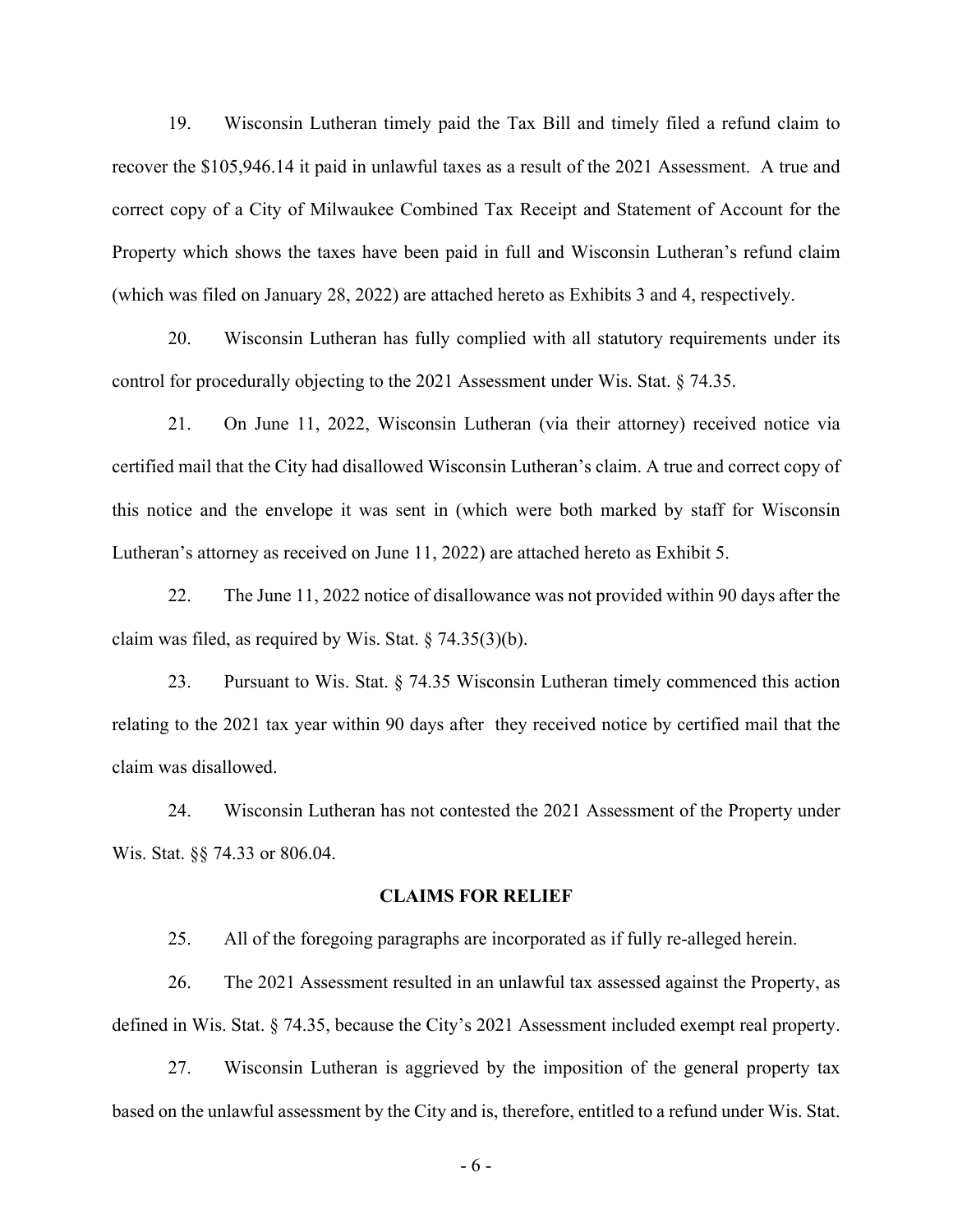19. Wisconsin Lutheran timely paid the Tax Bill and timely filed a refund claim to recover the $105,946.14 it paid in unlawful taxes as a result of the 2021 Assessment. A true and correct copy of a City of Milwaukee Combined Tax Receipt and Statement of Account for the Property which shows the taxes have been paid in full and Wisconsin Lutheran's refund claim (which was filed on January 28, 2022) are attached hereto as Exhibits 3 and 4, respectively.

20. Wisconsin Lutheran has fully complied with all statutory requirements under its control for procedurally objecting to the 2021 Assessment under Wis. Stat. § 74.35.

21. On June 11, 2022, Wisconsin Lutheran (via their attorney) received notice via certified mail that the City had disallowed Wisconsin Lutheran's claim. A true and correct copy of this notice and the envelope it was sent in (which were both marked by staff for Wisconsin Lutheran's attorney as received on June 11, 2022) are attached hereto as Exhibit 5.

22. The June 11, 2022 notice of disallowance was not provided within 90 days after the claim was filed, as required by Wis. Stat. § 74.35(3)(b).

23. Pursuant to Wis. Stat. § 74.35 Wisconsin Lutheran timely commenced this action relating to the 2021 tax year within 90 days after they received notice by certified mail that the claim was disallowed.

24. Wisconsin Lutheran has not contested the 2021 Assessment of the Property under Wis. Stat. §§ 74.33 or 806.04.

## CLAIMS FOR RELIEF

25. All of the foregoing paragraphs are incorporated as if fully re-alleged herein.

26. The 2021 Assessment resulted in an unlawful tax assessed against the Property, as defined in Wis. Stat. § 74.35, because the City's 2021 Assessment included exempt real property.

27. Wisconsin Lutheran is aggrieved by the imposition of the general property tax based on the unlawful assessment by the City and is, therefore, entitled to a refund under Wis. Stat.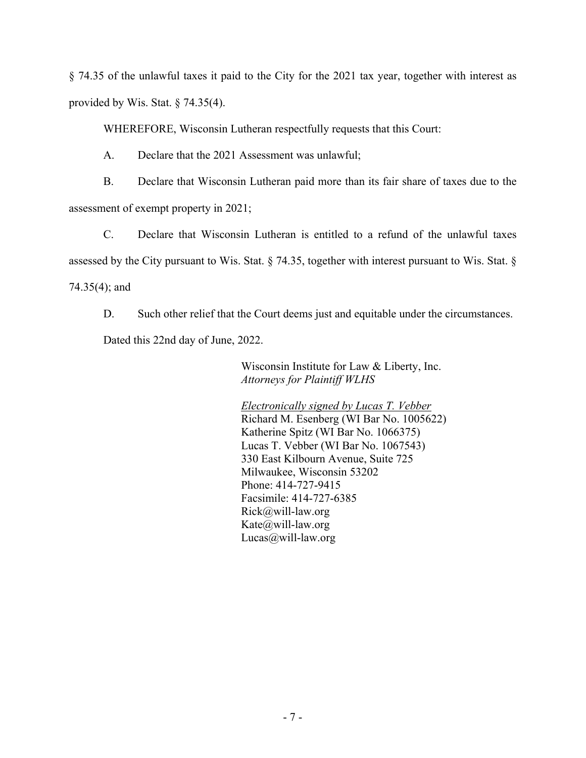§ 74.35 of the unlawful taxes it paid to the City for the 2021 tax year, together with interest as provided by Wis. Stat. § 74.35(4).

WHEREFORE, Wisconsin Lutheran respectfully requests that this Court:

A. Declare that the 2021 Assessment was unlawful;

B. Declare that Wisconsin Lutheran paid more than its fair share of taxes due to the assessment of exempt property in 2021;

C. Declare that Wisconsin Lutheran is entitled to a refund of the unlawful taxes assessed by the City pursuant to Wis. Stat. § 74.35, together with interest pursuant to Wis. Stat. § 74.35(4); and

D. Such other relief that the Court deems just and equitable under the circumstances.

Dated this 22nd day of June, 2022.

Wisconsin Institute for Law & Liberty, Inc.
*Attorneys for Plaintiff WLHS*

*Electronically signed by Lucas T. Vebber*
Richard M. Esenberg (WI Bar No. 1005622)
Katherine Spitz (WI Bar No. 1066375)
Lucas T. Vebber (WI Bar No. 1067543)
330 East Kilbourn Avenue, Suite 725
Milwaukee, Wisconsin 53202
Phone: 414-727-9415
Facsimile: 414-727-6385
Rick@will-law.org
Kate@will-law.org
Lucas@will-law.org